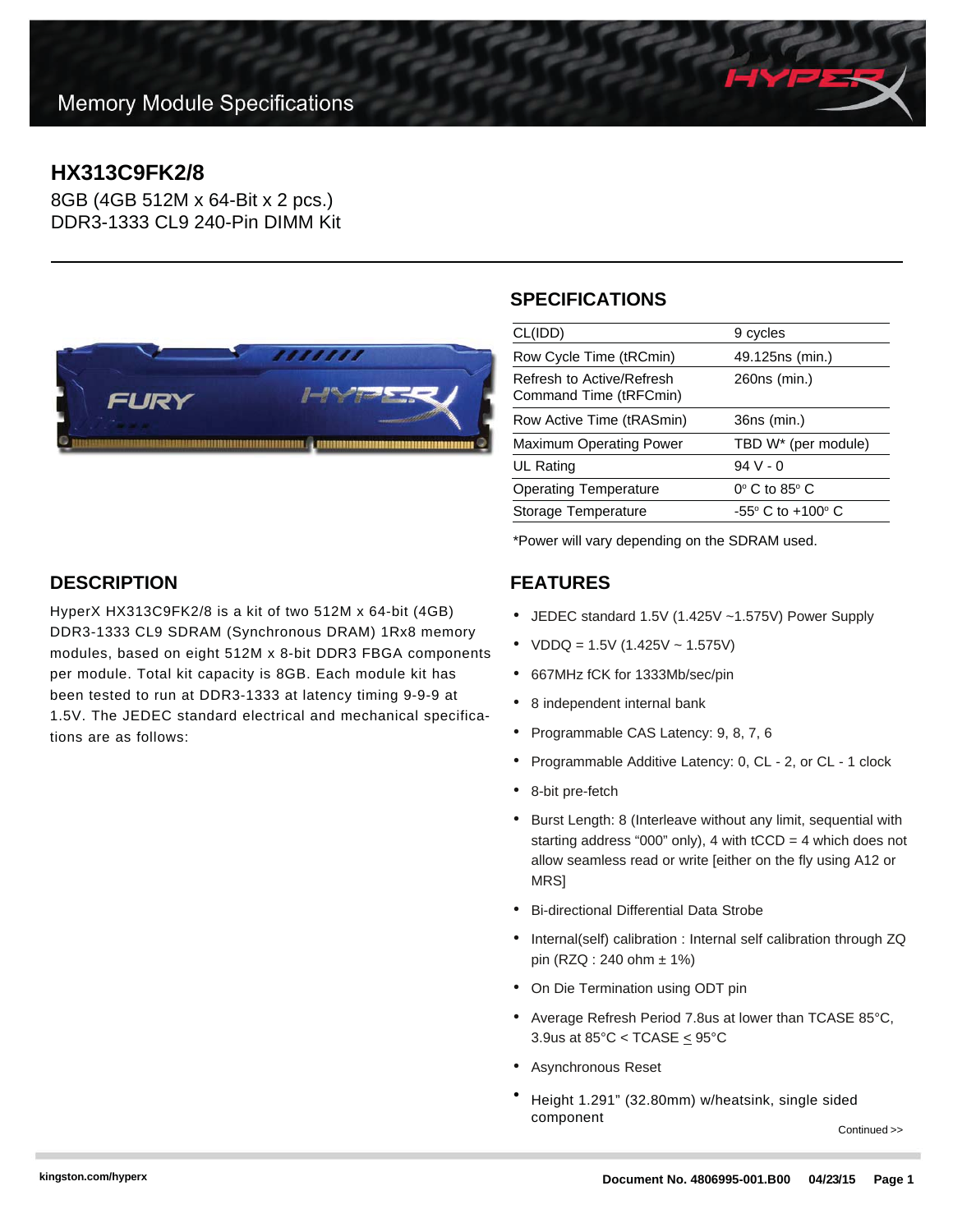Memory Module Specifications

# HX313C9FK2/8

8GB (4GB 512M x 64-Bit x 2 pcs.)
DDR3-1333 CL9 240-Pin DIMM Kit

## SPECIFICATIONS

| | |
|---|---|
| CL(IDD) | 9 cycles |
| Row Cycle Time (tRCmin) | 49.125ns (min.) |
| Refresh to Active/Refresh Command Time (tRFCmin) | 260ns (min.) |
| Row Active Time (tRASmin) | 36ns (min.) |
| Maximum Operating Power | TBD W* (per module) |
| UL Rating | 94 V - 0 |
| Operating Temperature | 0° C to 85° C |
| Storage Temperature | -55° C to +100° C |

*Power will vary depending on the SDRAM used.

## DESCRIPTION

HyperX HX313C9FK2/8 is a kit of two 512M x 64-bit (4GB) DDR3-1333 CL9 SDRAM (Synchronous DRAM) 1Rx8 memory modules, based on eight 512M x 8-bit DDR3 FBGA components per module. Total kit capacity is 8GB. Each module kit has been tested to run at DDR3-1333 at latency timing 9-9-9 at 1.5V. The JEDEC standard electrical and mechanical specifications are as follows:

## FEATURES

- JEDEC standard 1.5V (1.425V ~1.575V) Power Supply
- VDDQ = 1.5V (1.425V ~ 1.575V)
- 667MHz fCK for 1333Mb/sec/pin
- 8 independent internal bank
- Programmable CAS Latency: 9, 8, 7, 6
- Programmable Additive Latency: 0, CL - 2, or CL - 1 clock
- 8-bit pre-fetch
- Burst Length: 8 (Interleave without any limit, sequential with starting address "000" only), 4 with tCCD = 4 which does not allow seamless read or write [either on the fly using A12 or MRS]
- Bi-directional Differential Data Strobe
- Internal(self) calibration : Internal self calibration through ZQ pin (RZQ : 240 ohm ± 1%)
- On Die Termination using ODT pin
- Average Refresh Period 7.8us at lower than TCASE 85°C, 3.9us at 85°C < TCASE ≤ 95°C
- Asynchronous Reset
- Height 1.291" (32.80mm) w/heatsink, single sided component

Continued >>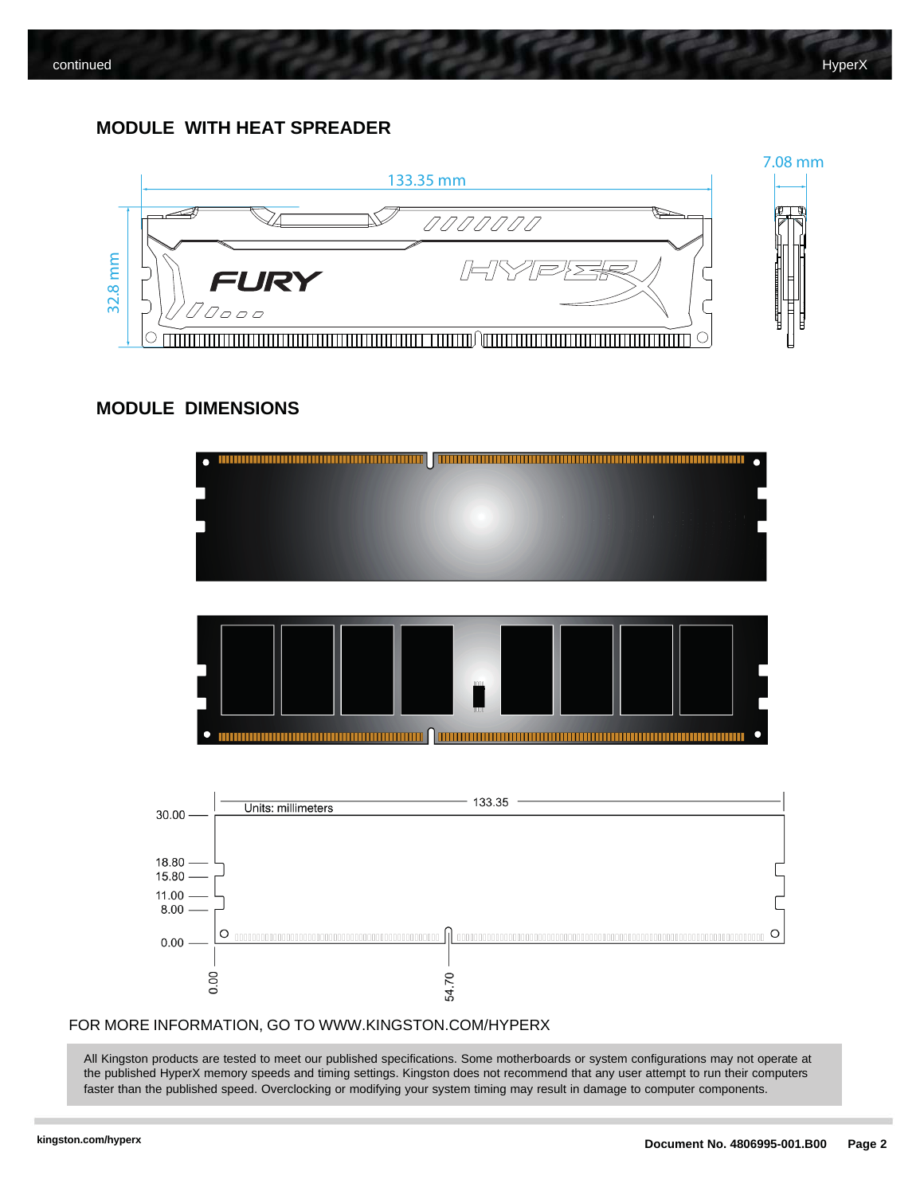## MODULE WITH HEAT SPREADER

133.35 mm

7.08 mm

32.8 mm

## MODULE DIMENSIONS

Units: millimeters

133.35

30.00

18.80

15.80

11.00

8.00

0.00

0.00

54.70

FOR MORE INFORMATION, GO TO WWW.KINGSTON.COM/HYPERX

All Kingston products are tested to meet our published specifications. Some motherboards or system configurations may not operate at the published HyperX memory speeds and timing settings. Kingston does not recommend that any user attempt to run their computers faster than the published speed. Overclocking or modifying your system timing may result in damage to computer components.

kingston.com/hyperx

Document No. 4806995-001.B00